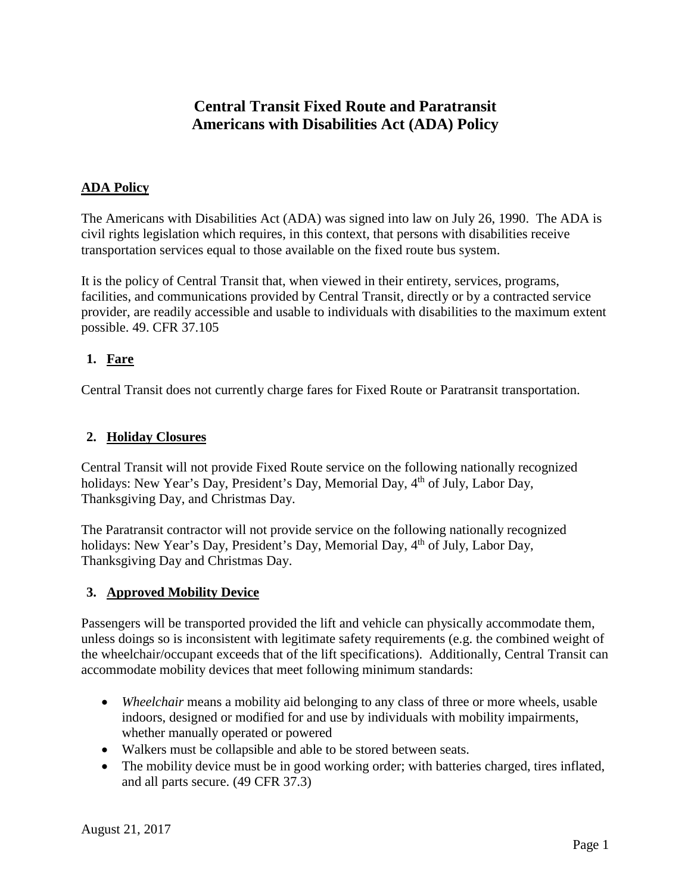# Central Transit Fixed Route and Paratransit
# Americans with Disabilities Act (ADA) Policy

## ADA Policy

The Americans with Disabilities Act (ADA) was signed into law on July 26, 1990. The ADA is civil rights legislation which requires, in this context, that persons with disabilities receive transportation services equal to those available on the fixed route bus system.

It is the policy of Central Transit that, when viewed in their entirety, services, programs, facilities, and communications provided by Central Transit, directly or by a contracted service provider, are readily accessible and usable to individuals with disabilities to the maximum extent possible. 49. CFR 37.105

## 1. Fare

Central Transit does not currently charge fares for Fixed Route or Paratransit transportation.

## 2. Holiday Closures

Central Transit will not provide Fixed Route service on the following nationally recognized holidays: New Year's Day, President's Day, Memorial Day, 4th of July, Labor Day, Thanksgiving Day, and Christmas Day.

The Paratransit contractor will not provide service on the following nationally recognized holidays: New Year's Day, President's Day, Memorial Day, 4th of July, Labor Day, Thanksgiving Day and Christmas Day.

## 3. Approved Mobility Device

Passengers will be transported provided the lift and vehicle can physically accommodate them, unless doings so is inconsistent with legitimate safety requirements (e.g. the combined weight of the wheelchair/occupant exceeds that of the lift specifications). Additionally, Central Transit can accommodate mobility devices that meet following minimum standards:

- *Wheelchair* means a mobility aid belonging to any class of three or more wheels, usable indoors, designed or modified for and use by individuals with mobility impairments, whether manually operated or powered
- Walkers must be collapsible and able to be stored between seats.
- The mobility device must be in good working order; with batteries charged, tires inflated, and all parts secure. (49 CFR 37.3)

August 21, 2017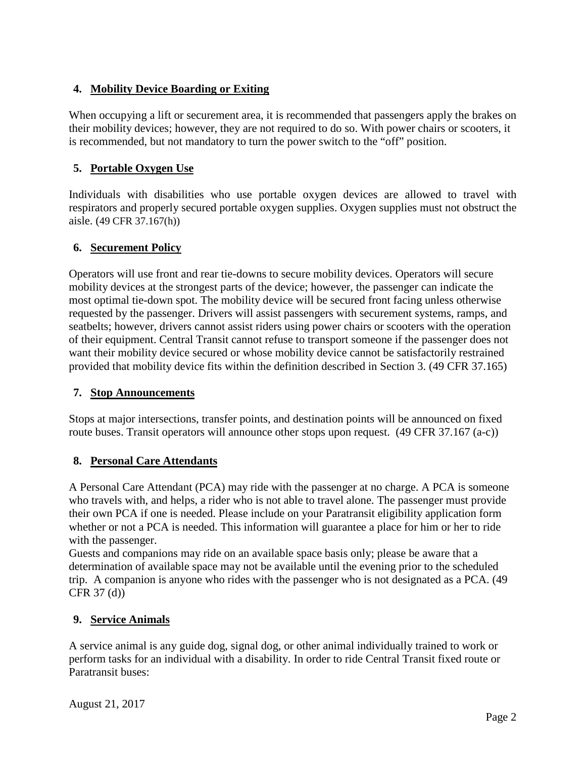## 4. Mobility Device Boarding or Exiting

When occupying a lift or securement area, it is recommended that passengers apply the brakes on their mobility devices; however, they are not required to do so. With power chairs or scooters, it is recommended, but not mandatory to turn the power switch to the "off" position.

## 5. Portable Oxygen Use

Individuals with disabilities who use portable oxygen devices are allowed to travel with respirators and properly secured portable oxygen supplies. Oxygen supplies must not obstruct the aisle. (49 CFR 37.167(h))

## 6. Securement Policy

Operators will use front and rear tie-downs to secure mobility devices. Operators will secure mobility devices at the strongest parts of the device; however, the passenger can indicate the most optimal tie-down spot. The mobility device will be secured front facing unless otherwise requested by the passenger. Drivers will assist passengers with securement systems, ramps, and seatbelts; however, drivers cannot assist riders using power chairs or scooters with the operation of their equipment. Central Transit cannot refuse to transport someone if the passenger does not want their mobility device secured or whose mobility device cannot be satisfactorily restrained provided that mobility device fits within the definition described in Section 3. (49 CFR 37.165)

## 7. Stop Announcements

Stops at major intersections, transfer points, and destination points will be announced on fixed route buses. Transit operators will announce other stops upon request. (49 CFR 37.167 (a-c))

## 8. Personal Care Attendants

A Personal Care Attendant (PCA) may ride with the passenger at no charge. A PCA is someone who travels with, and helps, a rider who is not able to travel alone. The passenger must provide their own PCA if one is needed. Please include on your Paratransit eligibility application form whether or not a PCA is needed. This information will guarantee a place for him or her to ride with the passenger.

Guests and companions may ride on an available space basis only; please be aware that a determination of available space may not be available until the evening prior to the scheduled trip. A companion is anyone who rides with the passenger who is not designated as a PCA. (49 CFR 37 (d))

## 9. Service Animals

A service animal is any guide dog, signal dog, or other animal individually trained to work or perform tasks for an individual with a disability. In order to ride Central Transit fixed route or Paratransit buses:

August 21, 2017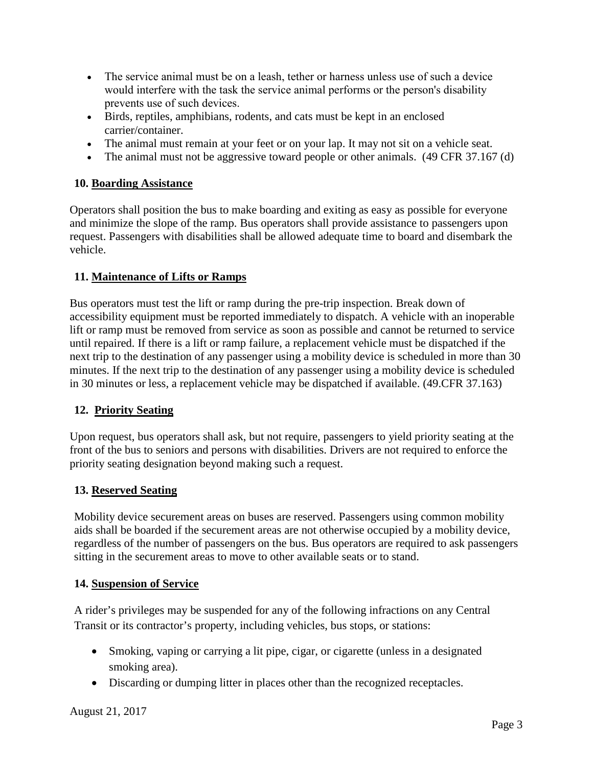- The service animal must be on a leash, tether or harness unless use of such a device would interfere with the task the service animal performs or the person's disability prevents use of such devices.
- Birds, reptiles, amphibians, rodents, and cats must be kept in an enclosed carrier/container.
- The animal must remain at your feet or on your lap. It may not sit on a vehicle seat.
- The animal must not be aggressive toward people or other animals. (49 CFR 37.167 (d)

**10. <u>Boarding Assistance</u>**

Operators shall position the bus to make boarding and exiting as easy as possible for everyone and minimize the slope of the ramp. Bus operators shall provide assistance to passengers upon request. Passengers with disabilities shall be allowed adequate time to board and disembark the vehicle.

**11. <u>Maintenance of Lifts or Ramps</u>**

Bus operators must test the lift or ramp during the pre-trip inspection. Break down of accessibility equipment must be reported immediately to dispatch. A vehicle with an inoperable lift or ramp must be removed from service as soon as possible and cannot be returned to service until repaired. If there is a lift or ramp failure, a replacement vehicle must be dispatched if the next trip to the destination of any passenger using a mobility device is scheduled in more than 30 minutes. If the next trip to the destination of any passenger using a mobility device is scheduled in 30 minutes or less, a replacement vehicle may be dispatched if available. (49.CFR 37.163)

**12. <u>Priority Seating</u>**

Upon request, bus operators shall ask, but not require, passengers to yield priority seating at the front of the bus to seniors and persons with disabilities. Drivers are not required to enforce the priority seating designation beyond making such a request.

**13. <u>Reserved Seating</u>**

Mobility device securement areas on buses are reserved. Passengers using common mobility aids shall be boarded if the securement areas are not otherwise occupied by a mobility device, regardless of the number of passengers on the bus. Bus operators are required to ask passengers sitting in the securement areas to move to other available seats or to stand.

**14. <u>Suspension of Service</u>**

A rider's privileges may be suspended for any of the following infractions on any Central Transit or its contractor's property, including vehicles, bus stops, or stations:

- Smoking, vaping or carrying a lit pipe, cigar, or cigarette (unless in a designated smoking area).
- Discarding or dumping litter in places other than the recognized receptacles.

August 21, 2017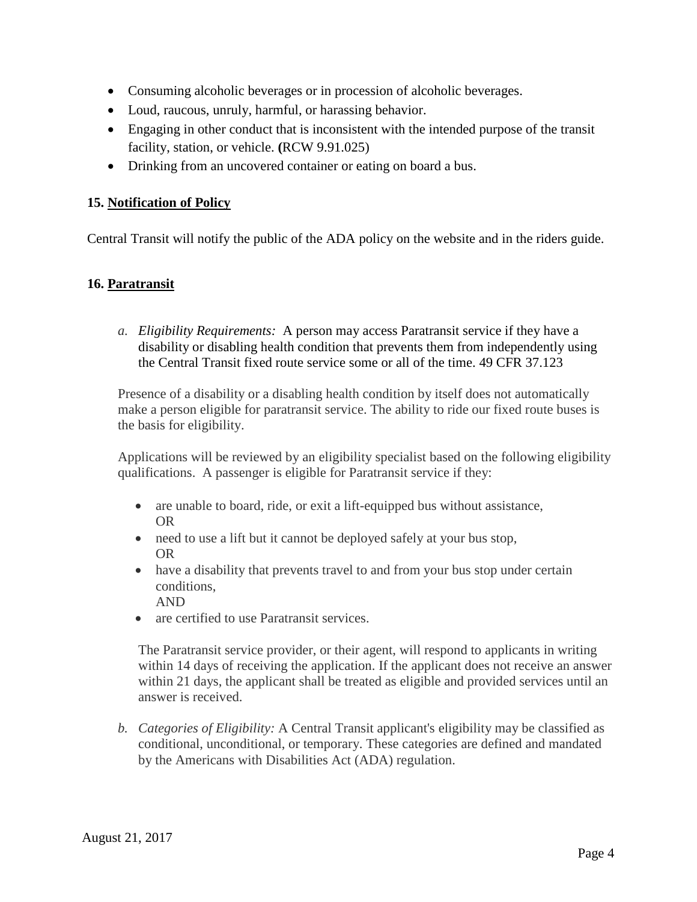- Consuming alcoholic beverages or in procession of alcoholic beverages.
- Loud, raucous, unruly, harmful, or harassing behavior.
- Engaging in other conduct that is inconsistent with the intended purpose of the transit facility, station, or vehicle. **(**RCW 9.91.025)
- Drinking from an uncovered container or eating on board a bus.

## 15. Notification of Policy

Central Transit will notify the public of the ADA policy on the website and in the riders guide.

## 16. Paratransit

*a. Eligibility Requirements:* A person may access Paratransit service if they have a disability or disabling health condition that prevents them from independently using the Central Transit fixed route service some or all of the time. 49 CFR 37.123

Presence of a disability or a disabling health condition by itself does not automatically make a person eligible for paratransit service. The ability to ride our fixed route buses is the basis for eligibility.

Applications will be reviewed by an eligibility specialist based on the following eligibility qualifications. A passenger is eligible for Paratransit service if they:

- are unable to board, ride, or exit a lift-equipped bus without assistance, OR
- need to use a lift but it cannot be deployed safely at your bus stop, OR
- have a disability that prevents travel to and from your bus stop under certain conditions, AND
- are certified to use Paratransit services.

The Paratransit service provider, or their agent, will respond to applicants in writing within 14 days of receiving the application. If the applicant does not receive an answer within 21 days, the applicant shall be treated as eligible and provided services until an answer is received.

*b. Categories of Eligibility:* A Central Transit applicant's eligibility may be classified as conditional, unconditional, or temporary. These categories are defined and mandated by the Americans with Disabilities Act (ADA) regulation.

August 21, 2017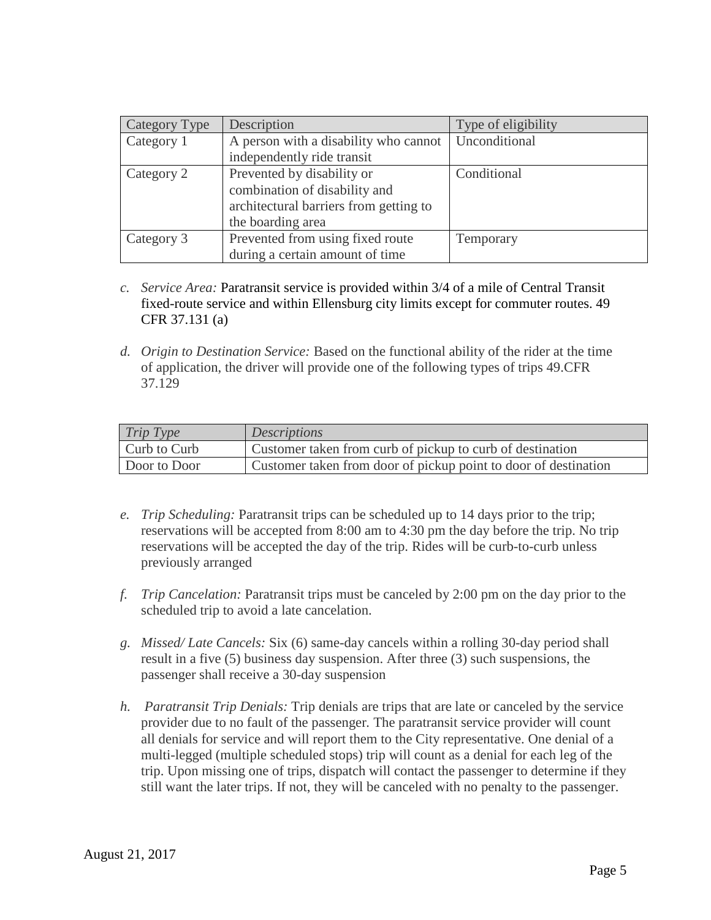| Category Type | Description | Type of eligibility |
|---|---|---|
| Category 1 | A person with a disability who cannot independently ride transit | Unconditional |
| Category 2 | Prevented by disability or combination of disability and architectural barriers from getting to the boarding area | Conditional |
| Category 3 | Prevented from using fixed route during a certain amount of time | Temporary |

c. *Service Area:* Paratransit service is provided within 3/4 of a mile of Central Transit fixed-route service and within Ellensburg city limits except for commuter routes. 49 CFR 37.131 (a)

d. *Origin to Destination Service:* Based on the functional ability of the rider at the time of application, the driver will provide one of the following types of trips 49.CFR 37.129

| *Trip Type* | *Descriptions* |
|---|---|
| Curb to Curb | Customer taken from curb of pickup to curb of destination |
| Door to Door | Customer taken from door of pickup point to door of destination |

e. *Trip Scheduling:* Paratransit trips can be scheduled up to 14 days prior to the trip; reservations will be accepted from 8:00 am to 4:30 pm the day before the trip. No trip reservations will be accepted the day of the trip. Rides will be curb-to-curb unless previously arranged

f. *Trip Cancelation:* Paratransit trips must be canceled by 2:00 pm on the day prior to the scheduled trip to avoid a late cancelation.

g. *Missed/ Late Cancels:* Six (6) same-day cancels within a rolling 30-day period shall result in a five (5) business day suspension. After three (3) such suspensions, the passenger shall receive a 30-day suspension

h. *Paratransit Trip Denials:* Trip denials are trips that are late or canceled by the service provider due to no fault of the passenger. The paratransit service provider will count all denials for service and will report them to the City representative. One denial of a multi-legged (multiple scheduled stops) trip will count as a denial for each leg of the trip. Upon missing one of trips, dispatch will contact the passenger to determine if they still want the later trips. If not, they will be canceled with no penalty to the passenger.

August 21, 2017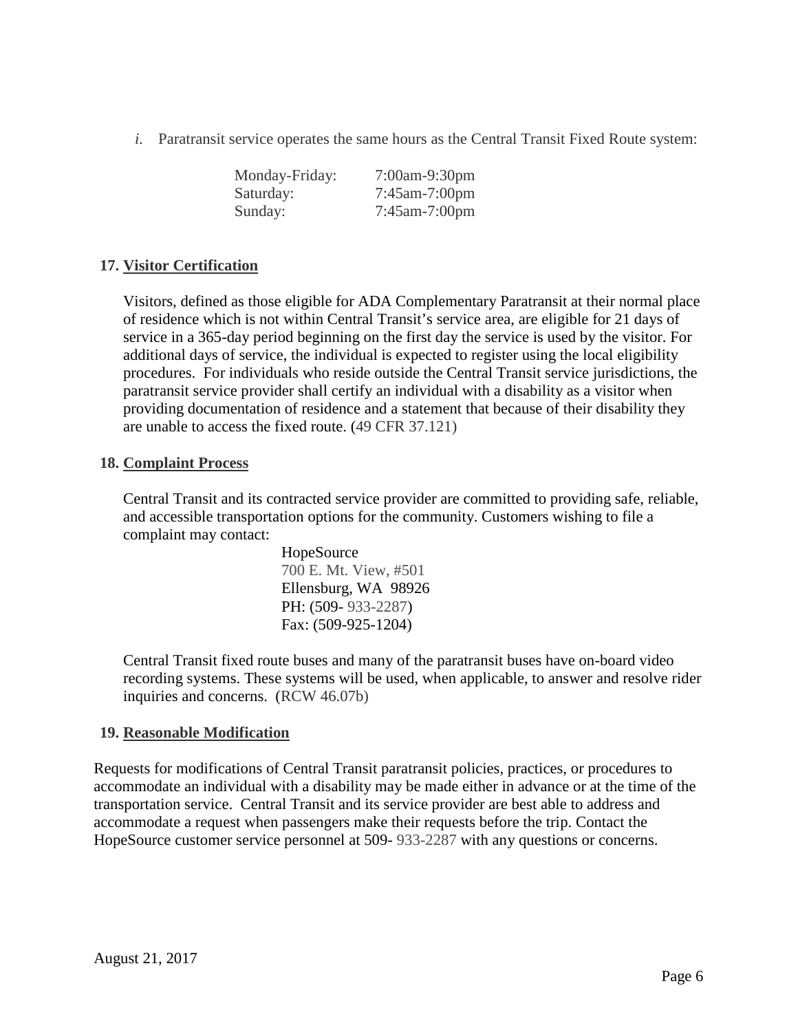*i.* Paratransit service operates the same hours as the Central Transit Fixed Route system:

| | |
|---|---|
| Monday-Friday: | 7:00am-9:30pm |
| Saturday: | 7:45am-7:00pm |
| Sunday: | 7:45am-7:00pm |

**17. Visitor Certification**

Visitors, defined as those eligible for ADA Complementary Paratransit at their normal place of residence which is not within Central Transit's service area, are eligible for 21 days of service in a 365-day period beginning on the first day the service is used by the visitor. For additional days of service, the individual is expected to register using the local eligibility procedures. For individuals who reside outside the Central Transit service jurisdictions, the paratransit service provider shall certify an individual with a disability as a visitor when providing documentation of residence and a statement that because of their disability they are unable to access the fixed route. (49 CFR 37.121)

**18. Complaint Process**

Central Transit and its contracted service provider are committed to providing safe, reliable, and accessible transportation options for the community. Customers wishing to file a complaint may contact:

HopeSource
700 E. Mt. View, #501
Ellensburg, WA 98926
PH: (509- 933-2287)
Fax: (509-925-1204)

Central Transit fixed route buses and many of the paratransit buses have on-board video recording systems. These systems will be used, when applicable, to answer and resolve rider inquiries and concerns. (RCW 46.07b)

**19. Reasonable Modification**

Requests for modifications of Central Transit paratransit policies, practices, or procedures to accommodate an individual with a disability may be made either in advance or at the time of the transportation service. Central Transit and its service provider are best able to address and accommodate a request when passengers make their requests before the trip. Contact the HopeSource customer service personnel at 509- 933-2287 with any questions or concerns.

August 21, 2017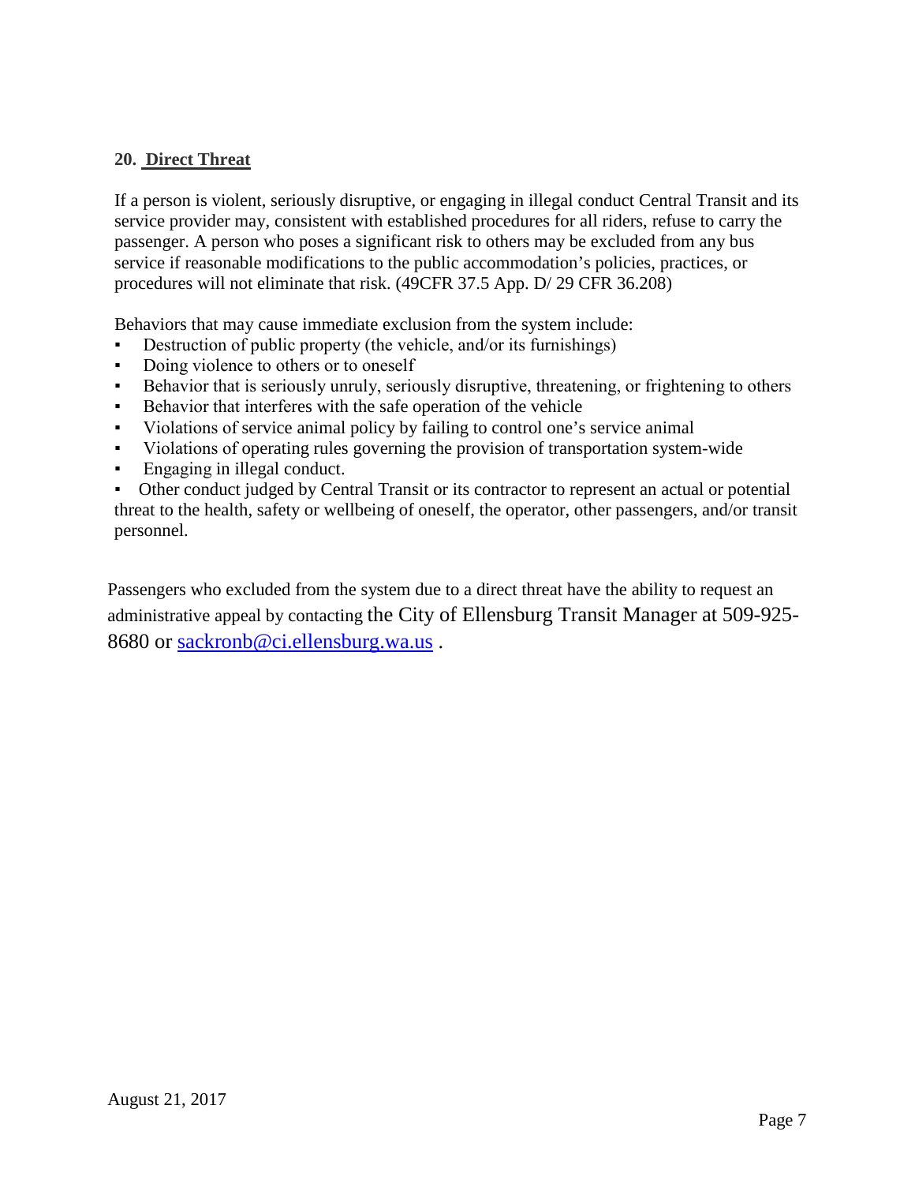## 20. Direct Threat

If a person is violent, seriously disruptive, or engaging in illegal conduct Central Transit and its service provider may, consistent with established procedures for all riders, refuse to carry the passenger. A person who poses a significant risk to others may be excluded from any bus service if reasonable modifications to the public accommodation's policies, practices, or procedures will not eliminate that risk. (49CFR 37.5 App. D/ 29 CFR 36.208)

Behaviors that may cause immediate exclusion from the system include:

- Destruction of public property (the vehicle, and/or its furnishings)
- Doing violence to others or to oneself
- Behavior that is seriously unruly, seriously disruptive, threatening, or frightening to others
- Behavior that interferes with the safe operation of the vehicle
- Violations of service animal policy by failing to control one's service animal
- Violations of operating rules governing the provision of transportation system-wide
- Engaging in illegal conduct.
- Other conduct judged by Central Transit or its contractor to represent an actual or potential threat to the health, safety or wellbeing of oneself, the operator, other passengers, and/or transit personnel.

Passengers who excluded from the system due to a direct threat have the ability to request an administrative appeal by contacting the City of Ellensburg Transit Manager at 509-925-8680 or sackronb@ci.ellensburg.wa.us .

August 21, 2017